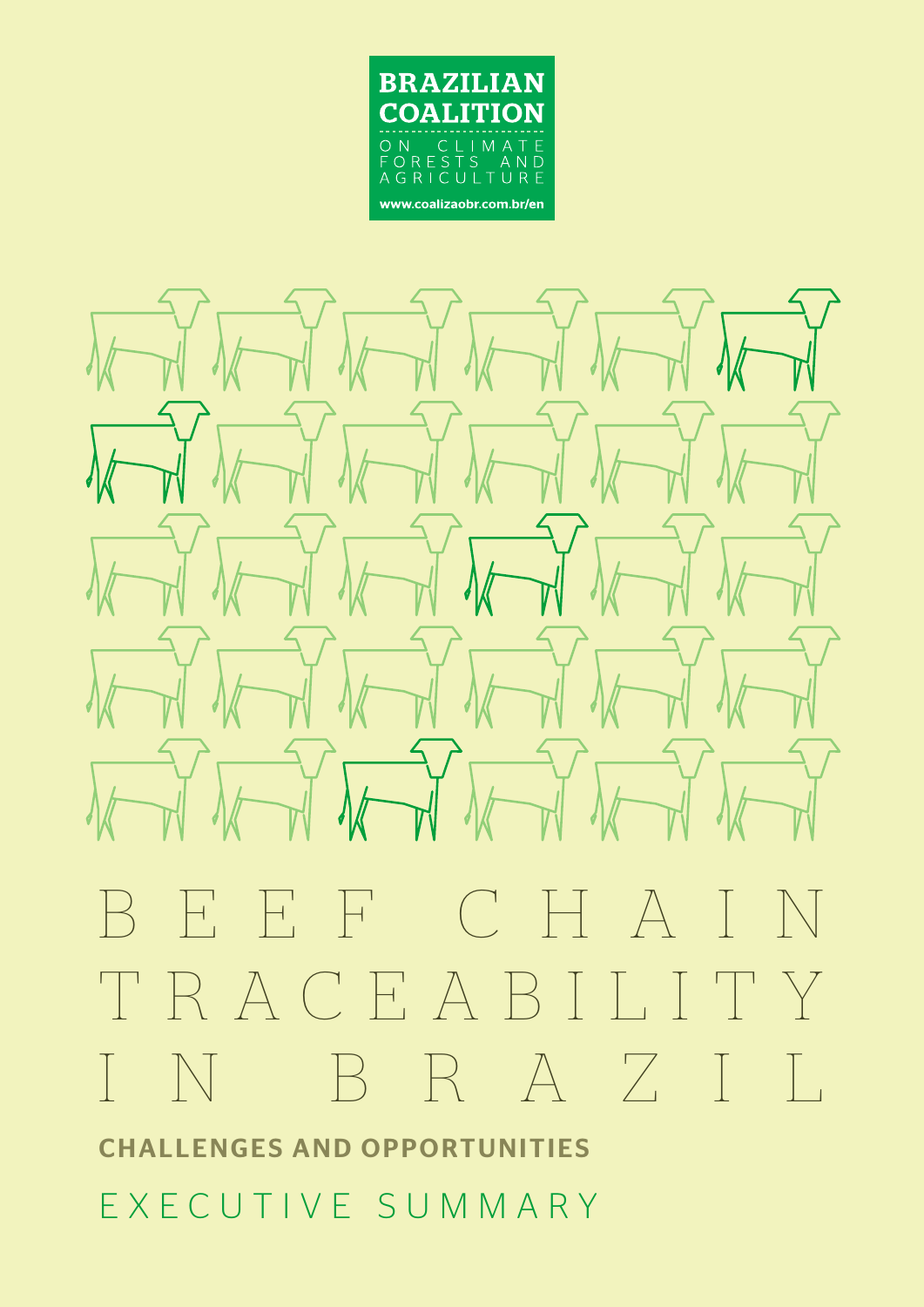**BRAZILIAN COALITION**

ON CLIMATE FORESTS AND AGRICULTURE

www.coalizaobr.com.br/en

# BEEF CHAIN TRACEABILITY IN BRAZIL

## CHALLENGES AND OPPORTUNITIES

EXECUTIVE SUMMARY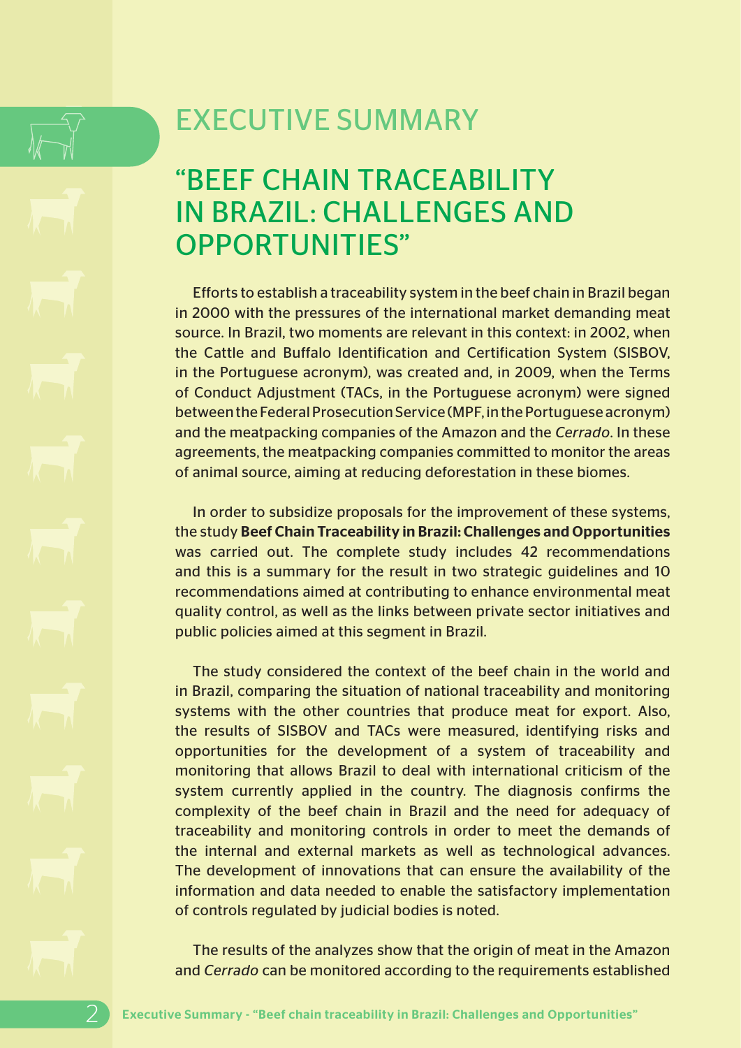# EXECUTIVE SUMMARY

## "BEEF CHAIN TRACEABILITY IN BRAZIL: CHALLENGES AND OPPORTUNITIES"

Efforts to establish a traceability system in the beef chain in Brazil began in 2000 with the pressures of the international market demanding meat source. In Brazil, two moments are relevant in this context: in 2002, when the Cattle and Buffalo Identification and Certification System (SISBOV, in the Portuguese acronym), was created and, in 2009, when the Terms of Conduct Adjustment (TACs, in the Portuguese acronym) were signed between the Federal Prosecution Service (MPF, in the Portuguese acronym) and the meatpacking companies of the Amazon and the *Cerrado*. In these agreements, the meatpacking companies committed to monitor the areas of animal source, aiming at reducing deforestation in these biomes.

In order to subsidize proposals for the improvement of these systems, the study **Beef Chain Traceability in Brazil: Challenges and Opportunities** was carried out. The complete study includes 42 recommendations and this is a summary for the result in two strategic guidelines and 10 recommendations aimed at contributing to enhance environmental meat quality control, as well as the links between private sector initiatives and public policies aimed at this segment in Brazil.

The study considered the context of the beef chain in the world and in Brazil, comparing the situation of national traceability and monitoring systems with the other countries that produce meat for export. Also, the results of SISBOV and TACs were measured, identifying risks and opportunities for the development of a system of traceability and monitoring that allows Brazil to deal with international criticism of the system currently applied in the country. The diagnosis confirms the complexity of the beef chain in Brazil and the need for adequacy of traceability and monitoring controls in order to meet the demands of the internal and external markets as well as technological advances. The development of innovations that can ensure the availability of the information and data needed to enable the satisfactory implementation of controls regulated by judicial bodies is noted.

The results of the analyzes show that the origin of meat in the Amazon and *Cerrado* can be monitored according to the requirements established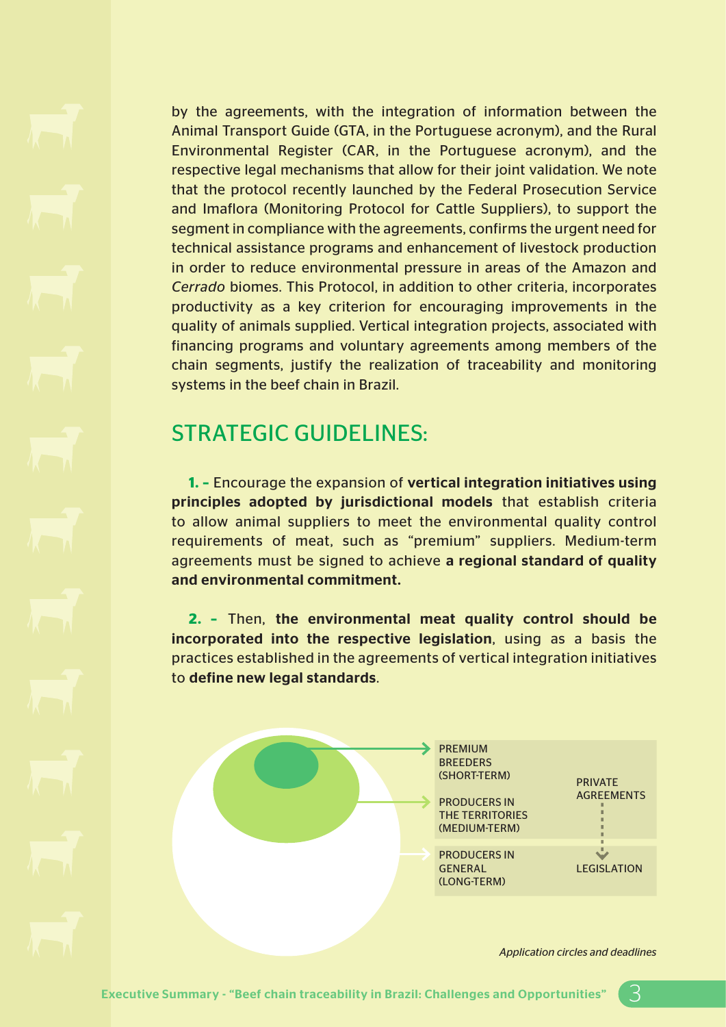by the agreements, with the integration of information between the Animal Transport Guide (GTA, in the Portuguese acronym), and the Rural Environmental Register (CAR, in the Portuguese acronym), and the respective legal mechanisms that allow for their joint validation. We note that the protocol recently launched by the Federal Prosecution Service and Imaflora (Monitoring Protocol for Cattle Suppliers), to support the segment in compliance with the agreements, confirms the urgent need for technical assistance programs and enhancement of livestock production in order to reduce environmental pressure in areas of the Amazon and *Cerrado* biomes. This Protocol, in addition to other criteria, incorporates productivity as a key criterion for encouraging improvements in the quality of animals supplied. Vertical integration projects, associated with financing programs and voluntary agreements among members of the chain segments, justify the realization of traceability and monitoring systems in the beef chain in Brazil.

## STRATEGIC GUIDELINES:

**1. –** Encourage the expansion of **vertical integration initiatives using principles adopted by jurisdictional models** that establish criteria to allow animal suppliers to meet the environmental quality control requirements of meat, such as "premium" suppliers. Medium-term agreements must be signed to achieve **a regional standard of quality and environmental commitment.**

**2. –** Then, **the environmental meat quality control should be incorporated into the respective legislation**, using as a basis the practices established in the agreements of vertical integration initiatives to **define new legal standards**.

PREMIUM BREEDERS (SHORT-TERM)

PRODUCERS IN THE TERRITORIES (MEDIUM-TERM)

PRIVATE AGREEMENTS

PRODUCERS IN GENERAL (LONG-TERM)

LEGISLATION

*Application circles and deadlines*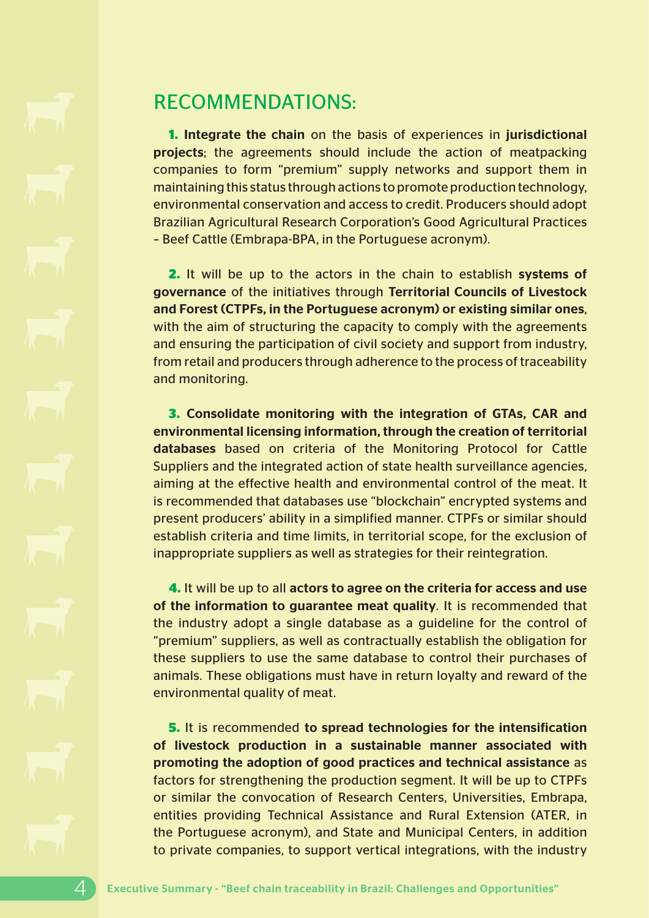## RECOMMENDATIONS:

**1. Integrate the chain** on the basis of experiences in **jurisdictional projects**; the agreements should include the action of meatpacking companies to form "premium" supply networks and support them in maintaining this status through actions to promote production technology, environmental conservation and access to credit. Producers should adopt Brazilian Agricultural Research Corporation's Good Agricultural Practices – Beef Cattle (Embrapa-BPA, in the Portuguese acronym).

**2.** It will be up to the actors in the chain to establish **systems of governance** of the initiatives through **Territorial Councils of Livestock and Forest (CTPFs, in the Portuguese acronym) or existing similar ones**, with the aim of structuring the capacity to comply with the agreements and ensuring the participation of civil society and support from industry, from retail and producers through adherence to the process of traceability and monitoring.

**3. Consolidate monitoring with the integration of GTAs, CAR and environmental licensing information, through the creation of territorial databases** based on criteria of the Monitoring Protocol for Cattle Suppliers and the integrated action of state health surveillance agencies, aiming at the effective health and environmental control of the meat. It is recommended that databases use "blockchain" encrypted systems and present producers' ability in a simplified manner. CTPFs or similar should establish criteria and time limits, in territorial scope, for the exclusion of inappropriate suppliers as well as strategies for their reintegration.

**4.** It will be up to all **actors to agree on the criteria for access and use of the information to guarantee meat quality**. It is recommended that the industry adopt a single database as a guideline for the control of "premium" suppliers, as well as contractually establish the obligation for these suppliers to use the same database to control their purchases of animals. These obligations must have in return loyalty and reward of the environmental quality of meat.

**5.** It is recommended **to spread technologies for the intensification of livestock production in a sustainable manner associated with promoting the adoption of good practices and technical assistance** as factors for strengthening the production segment. It will be up to CTPFs or similar the convocation of Research Centers, Universities, Embrapa, entities providing Technical Assistance and Rural Extension (ATER, in the Portuguese acronym), and State and Municipal Centers, in addition to private companies, to support vertical integrations, with the industry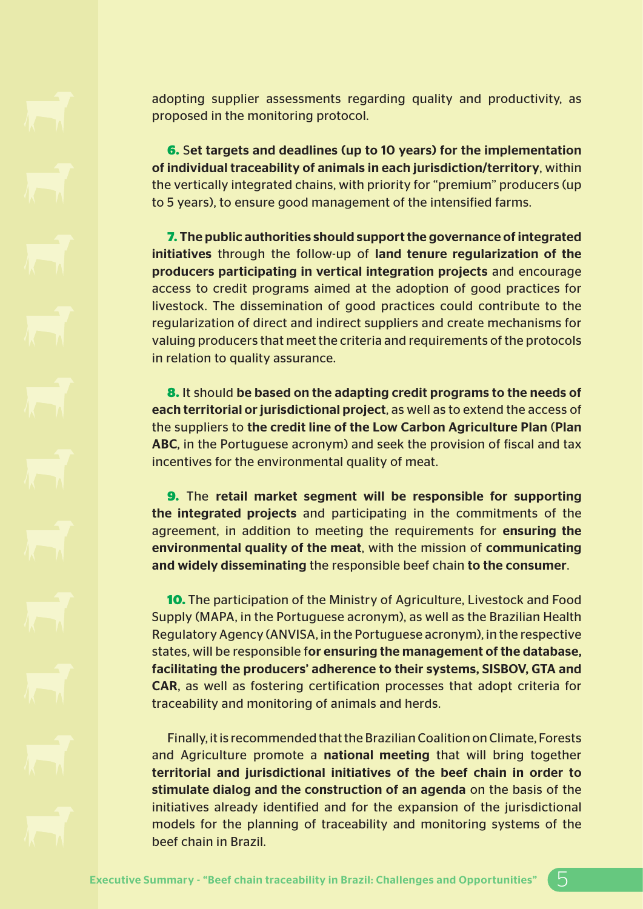adopting supplier assessments regarding quality and productivity, as proposed in the monitoring protocol.

**6.** S**et targets and deadlines (up to 10 years) for the implementation of individual traceability of animals in each jurisdiction/territory**, within the vertically integrated chains, with priority for "premium" producers (up to 5 years), to ensure good management of the intensified farms.

**7. The public authorities should support the governance of integrated initiatives** through the follow-up of **land tenure regularization of the producers participating in vertical integration projects** and encourage access to credit programs aimed at the adoption of good practices for livestock. The dissemination of good practices could contribute to the regularization of direct and indirect suppliers and create mechanisms for valuing producers that meet the criteria and requirements of the protocols in relation to quality assurance.

**8.** It should **be based on the adapting credit programs to the needs of each territorial or jurisdictional project**, as well as to extend the access of the suppliers to **the credit line of the Low Carbon Agriculture Plan** (**Plan ABC**, in the Portuguese acronym) and seek the provision of fiscal and tax incentives for the environmental quality of meat.

**9.** The **retail market segment will be responsible for supporting the integrated projects** and participating in the commitments of the agreement, in addition to meeting the requirements for **ensuring the environmental quality of the meat**, with the mission of **communicating and widely disseminating** the responsible beef chain **to the consumer**.

**10.** The participation of the Ministry of Agriculture, Livestock and Food Supply (MAPA, in the Portuguese acronym), as well as the Brazilian Health Regulatory Agency (ANVISA, in the Portuguese acronym), in the respective states, will be responsible f**or ensuring the management of the database, facilitating the producers' adherence to their systems, SISBOV, GTA and CAR**, as well as fostering certification processes that adopt criteria for traceability and monitoring of animals and herds.

Finally, it is recommended that the Brazilian Coalition on Climate, Forests and Agriculture promote a **national meeting** that will bring together **territorial and jurisdictional initiatives of the beef chain in order to stimulate dialog and the construction of an agenda** on the basis of the initiatives already identified and for the expansion of the jurisdictional models for the planning of traceability and monitoring systems of the beef chain in Brazil.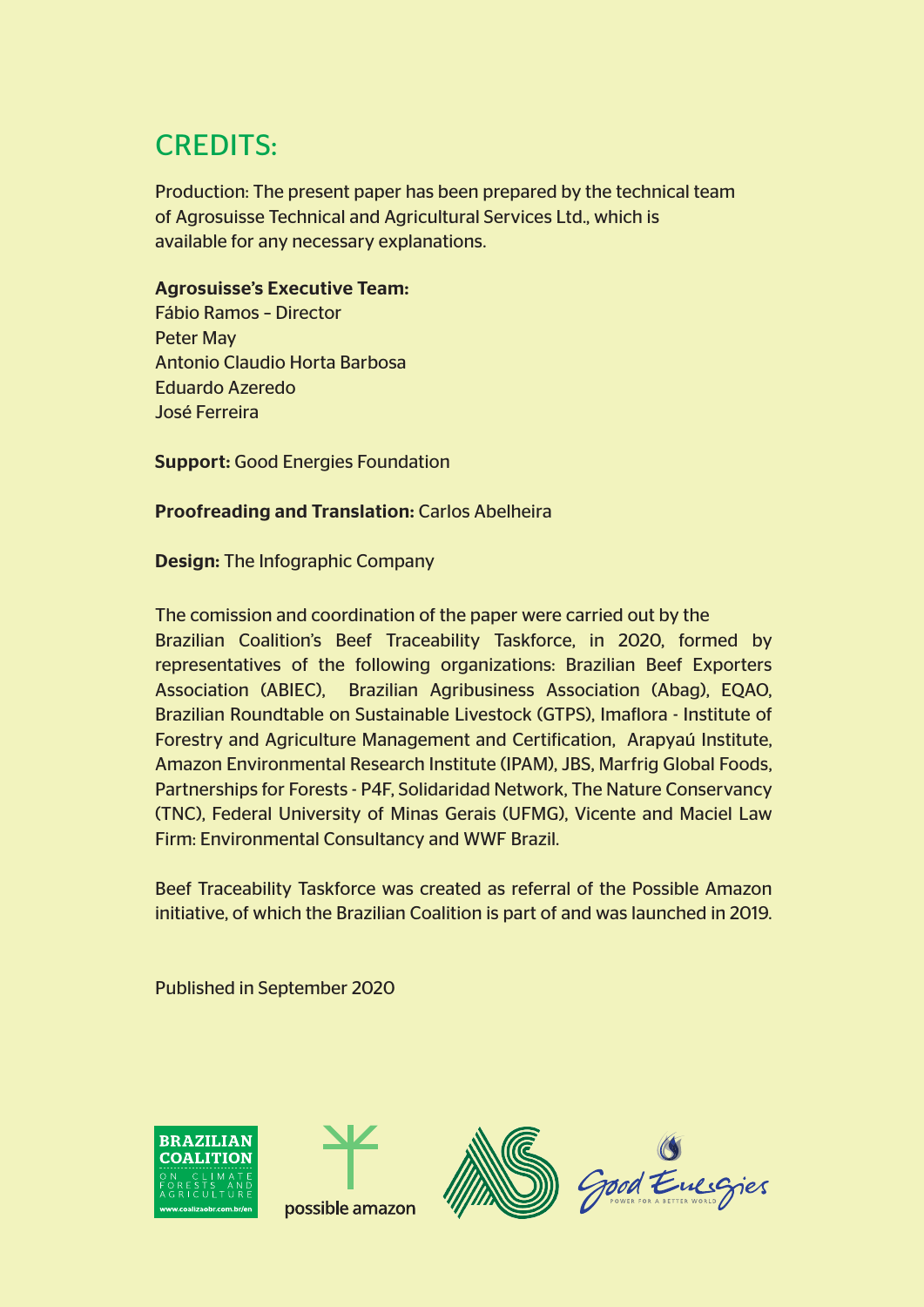# CREDITS:

Production: The present paper has been prepared by the technical team of Agrosuisse Technical and Agricultural Services Ltd., which is available for any necessary explanations.

**Agrosuisse's Executive Team:**
Fábio Ramos – Director
Peter May
Antonio Claudio Horta Barbosa
Eduardo Azeredo
José Ferreira

**Support:** Good Energies Foundation

**Proofreading and Translation:** Carlos Abelheira

**Design:** The Infographic Company

The comission and coordination of the paper were carried out by the Brazilian Coalition's Beef Traceability Taskforce, in 2020, formed by representatives of the following organizations: Brazilian Beef Exporters Association (ABIEC), Brazilian Agribusiness Association (Abag), EQAO, Brazilian Roundtable on Sustainable Livestock (GTPS), Imaflora - Institute of Forestry and Agriculture Management and Certification, Arapyaú Institute, Amazon Environmental Research Institute (IPAM), JBS, Marfrig Global Foods, Partnerships for Forests - P4F, Solidaridad Network, The Nature Conservancy (TNC), Federal University of Minas Gerais (UFMG), Vicente and Maciel Law Firm: Environmental Consultancy and WWF Brazil.

Beef Traceability Taskforce was created as referral of the Possible Amazon initiative, of which the Brazilian Coalition is part of and was launched in 2019.

Published in September 2020

BRAZILIAN COALITION ON CLIMATE FORESTS AND AGRICULTURE www.coalizaobr.com.br/en

possible amazon

Good Energies POWER FOR A BETTER WORLD